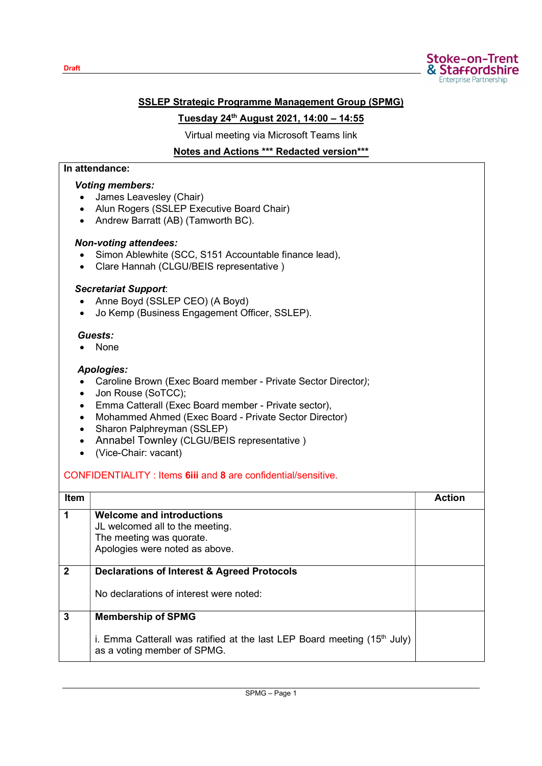Draft

Stoke-on-Trent & Staffordshire Enterprise Partnership

**SSLEP Strategic Programme Management Group (SPMG)**

**Tuesday 24th August 2021, 14:00 – 14:55**

Virtual meeting via Microsoft Teams link

**Notes and Actions \*\*\* Redacted version\*\*\***

**In attendance:**

***Voting members:***

- James Leavesley (Chair)
- Alun Rogers (SSLEP Executive Board Chair)
- Andrew Barratt (AB) (Tamworth BC).

***Non-voting attendees:***

- Simon Ablewhite (SCC, S151 Accountable finance lead),
- Clare Hannah (CLGU/BEIS representative )

***Secretariat Support***:

- Anne Boyd (SSLEP CEO) (A Boyd)
- Jo Kemp (Business Engagement Officer, SSLEP).

***Guests:***

- None

***Apologies:***

- Caroline Brown (Exec Board member - Private Sector Director);
- Jon Rouse (SoTCC);
- Emma Catterall (Exec Board member - Private sector),
- Mohammed Ahmed (Exec Board - Private Sector Director)
- Sharon Palphreyman (SSLEP)
- Annabel Townley (CLGU/BEIS representative )
- (Vice-Chair: vacant)

CONFIDENTIALITY : Items **6iii** and **8** are confidential/sensitive.

| Item | | Action |
|---|---|---|
| **1** | **Welcome and introductions**<br>JL welcomed all to the meeting.<br>The meeting was quorate.<br>Apologies were noted as above. | |
| **2** | **Declarations of Interest & Agreed Protocols**<br><br>No declarations of interest were noted: | |
| **3** | **Membership of SPMG**<br><br>i. Emma Catterall was ratified at the last LEP Board meeting (15th July) as a voting member of SPMG. | |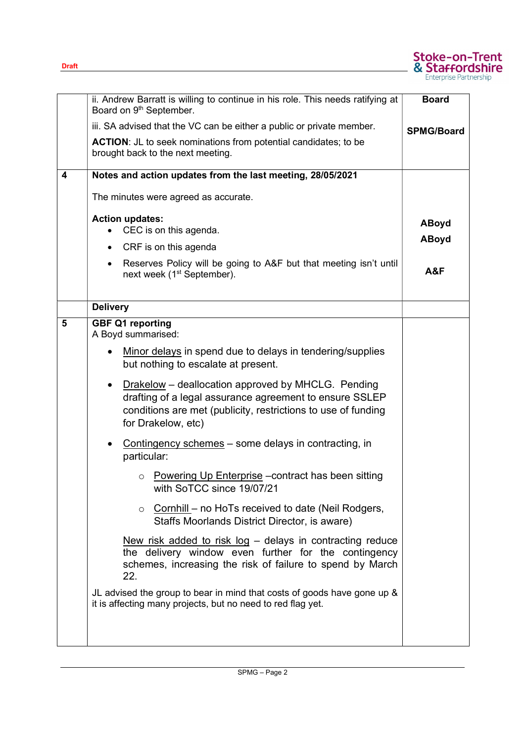| | | |
|---|---|---|
| | ii. Andrew Barratt is willing to continue in his role. This needs ratifying at Board on 9th September.<br><br>iii. SA advised that the VC can be either a public or private member.<br><br>**ACTION**: JL to seek nominations from potential candidates; to be brought back to the next meeting. | **Board**<br><br>**SPMG/Board** |
| **4** | **Notes and action updates from the last meeting, 28/05/2021**<br><br>The minutes were agreed as accurate.<br><br>**Action updates:**<br>• CEC is on this agenda.<br>• CRF is on this agenda<br>• Reserves Policy will be going to A&F but that meeting isn't until next week (1st September). | <br><br><br><br>**ABoyd**<br>**ABoyd**<br><br>**A&F** |
| | **Delivery** | |
| **5** | **GBF Q1 reporting**<br>A Boyd summarised:<br><br>• Minor delays in spend due to delays in tendering/supplies but nothing to escalate at present.<br><br>• Drakelow – deallocation approved by MHCLG. Pending drafting of a legal assurance agreement to ensure SSLEP conditions are met (publicity, restrictions to use of funding for Drakelow, etc)<br><br>• Contingency schemes – some delays in contracting, in particular:<br>  ○ Powering Up Enterprise –contract has been sitting with SoTCC since 19/07/21<br>  ○ Cornhill – no HoTs received to date (Neil Rodgers, Staffs Moorlands District Director, is aware)<br><br>New risk added to risk log – delays in contracting reduce the delivery window even further for the contingency schemes, increasing the risk of failure to spend by March 22.<br><br>JL advised the group to bear in mind that costs of goods have gone up & it is affecting many projects, but no need to red flag yet. | |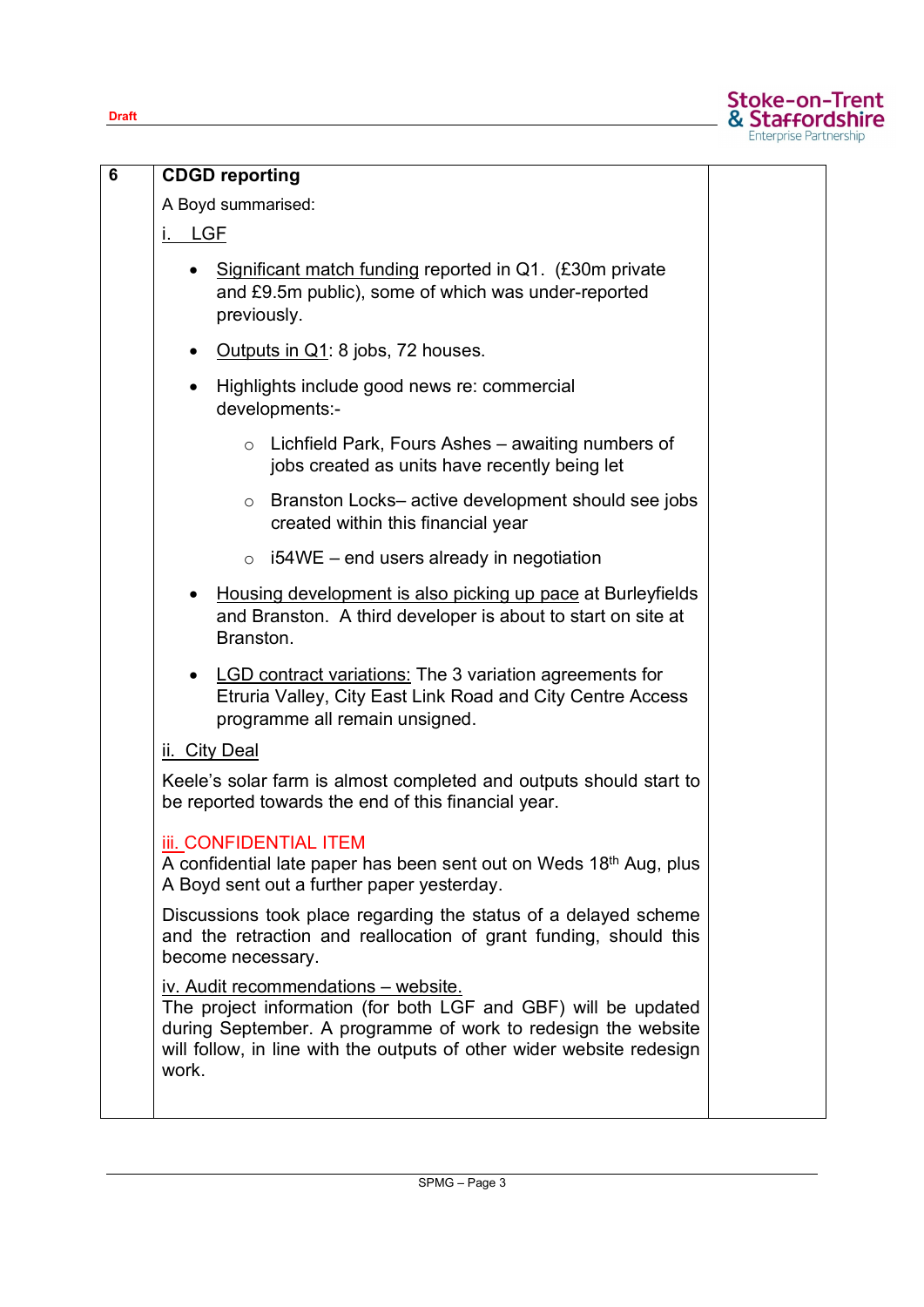| | | |
|---|---|---|
| 6 | **CDGD reporting**<br><br>A Boyd summarised:<br><br>i. LGF<br><br>• Significant match funding reported in Q1. (£30m private and £9.5m public), some of which was under-reported previously.<br><br>• Outputs in Q1: 8 jobs, 72 houses.<br><br>• Highlights include good news re: commercial developments:-<br>  ○ Lichfield Park, Fours Ashes – awaiting numbers of jobs created as units have recently being let<br>  ○ Branston Locks– active development should see jobs created within this financial year<br>  ○ i54WE – end users already in negotiation<br><br>• Housing development is also picking up pace at Burleyfields and Branston. A third developer is about to start on site at Branston.<br><br>• LGD contract variations: The 3 variation agreements for Etruria Valley, City East Link Road and City Centre Access programme all remain unsigned.<br><br>ii. City Deal<br><br>Keele's solar farm is almost completed and outputs should start to be reported towards the end of this financial year.<br><br>iii. CONFIDENTIAL ITEM<br>A confidential late paper has been sent out on Weds 18th Aug, plus A Boyd sent out a further paper yesterday.<br><br>Discussions took place regarding the status of a delayed scheme and the retraction and reallocation of grant funding, should this become necessary.<br><br>iv. Audit recommendations – website.<br>The project information (for both LGF and GBF) will be updated during September. A programme of work to redesign the website will follow, in line with the outputs of other wider website redesign work. | |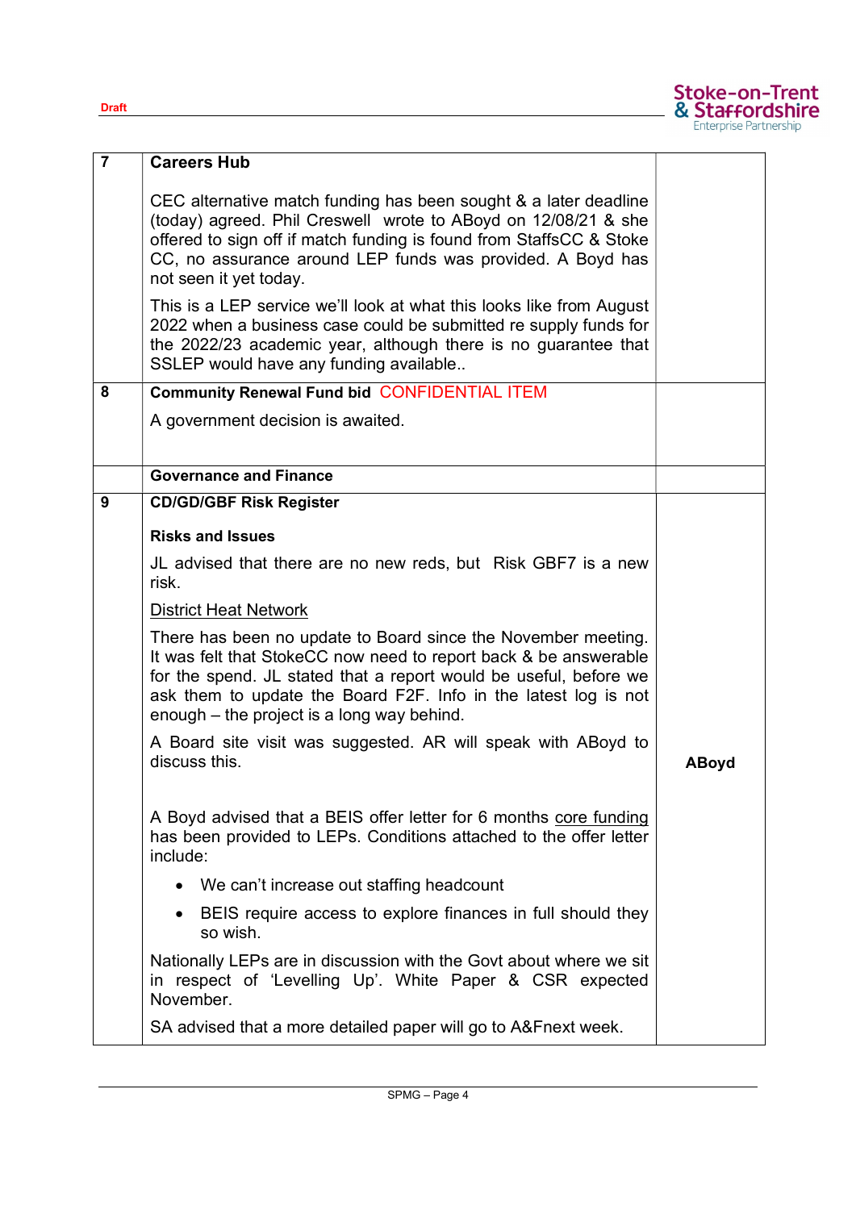| | | |
|---|---|---|
| 7 | **Careers Hub**<br><br>CEC alternative match funding has been sought & a later deadline (today) agreed. Phil Creswell wrote to ABoyd on 12/08/21 & she offered to sign off if match funding is found from StaffsCC & Stoke CC, no assurance around LEP funds was provided. A Boyd has not seen it yet today.<br><br>This is a LEP service we'll look at what this looks like from August 2022 when a business case could be submitted re supply funds for the 2022/23 academic year, although there is no guarantee that SSLEP would have any funding available.. | |
| 8 | **Community Renewal Fund bid** CONFIDENTIAL ITEM<br><br>A government decision is awaited. | |
| | **Governance and Finance** | |
| 9 | **CD/GD/GBF Risk Register**<br><br>**Risks and Issues**<br><br>JL advised that there are no new reds, but Risk GBF7 is a new risk.<br><br>District Heat Network<br><br>There has been no update to Board since the November meeting. It was felt that StokeCC now need to report back & be answerable for the spend. JL stated that a report would be useful, before we ask them to update the Board F2F. Info in the latest log is not enough – the project is a long way behind.<br><br>A Board site visit was suggested. AR will speak with ABoyd to discuss this.<br><br>A Boyd advised that a BEIS offer letter for 6 months core funding has been provided to LEPs. Conditions attached to the offer letter include:<br><br>• We can't increase out staffing headcount<br>• BEIS require access to explore finances in full should they so wish.<br><br>Nationally LEPs are in discussion with the Govt about where we sit in respect of 'Levelling Up'. White Paper & CSR expected November.<br><br>SA advised that a more detailed paper will go to A&Fnext week. | **ABoyd** |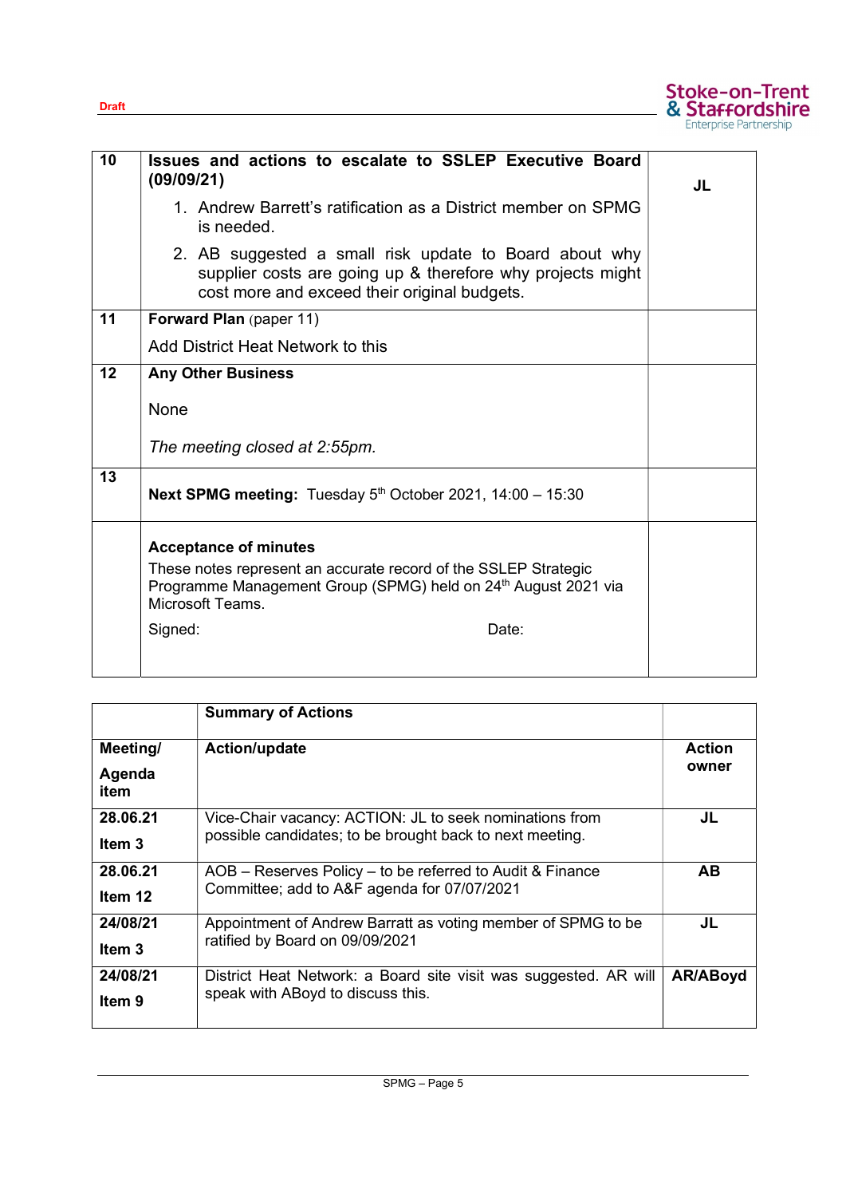| | | |
|---|---|---|
| 10 | **Issues and actions to escalate to SSLEP Executive Board (09/09/21)**<br>1. Andrew Barrett's ratification as a District member on SPMG is needed.<br>2. AB suggested a small risk update to Board about why supplier costs are going up & therefore why projects might cost more and exceed their original budgets. | **JL** |
| 11 | **Forward Plan** (paper 11)<br>Add District Heat Network to this | |
| 12 | **Any Other Business**<br>None<br>*The meeting closed at 2:55pm.* | |
| 13 | **Next SPMG meeting:** Tuesday 5th October 2021, 14:00 – 15:30 | |
| | **Acceptance of minutes**<br>These notes represent an accurate record of the SSLEP Strategic Programme Management Group (SPMG) held on 24th August 2021 via Microsoft Teams.<br>Signed: Date: | |

| | **Summary of Actions** | |
|---|---|---|
| **Meeting/ Agenda item** | **Action/update** | **Action owner** |
| **28.06.21 Item 3** | Vice-Chair vacancy: ACTION: JL to seek nominations from possible candidates; to be brought back to next meeting. | **JL** |
| **28.06.21 Item 12** | AOB – Reserves Policy – to be referred to Audit & Finance Committee; add to A&F agenda for 07/07/2021 | **AB** |
| **24/08/21 Item 3** | Appointment of Andrew Barratt as voting member of SPMG to be ratified by Board on 09/09/2021 | **JL** |
| **24/08/21 Item 9** | District Heat Network: a Board site visit was suggested. AR will speak with ABoyd to discuss this. | **AR/ABoyd** |